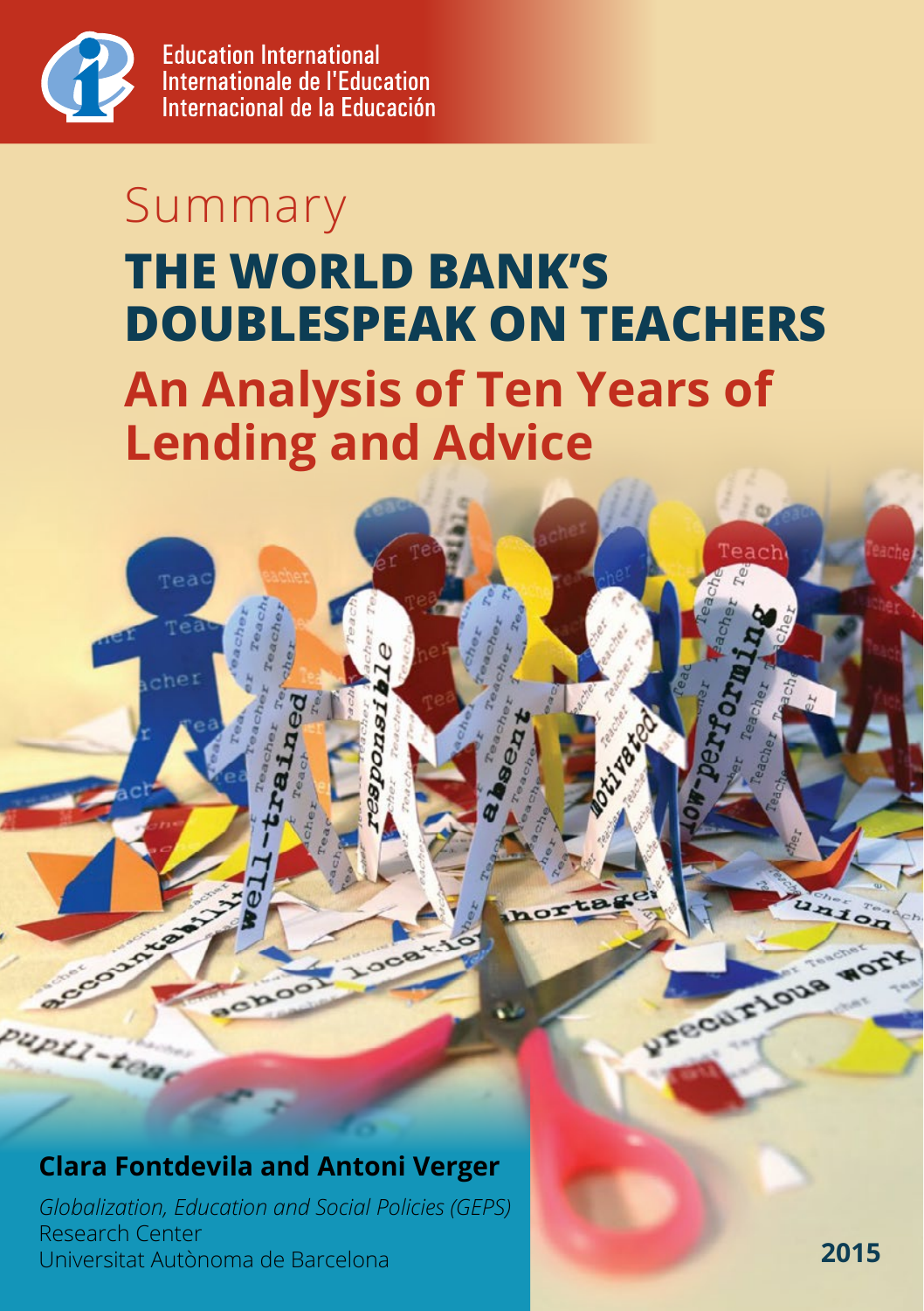Education International
Internationale de l'Education
Internacional de la Educación

Summary

# THE WORLD BANK'S DOUBLESPEAK ON TEACHERS

## An Analysis of Ten Years of Lending and Advice

**Clara Fontdevila and Antoni Verger**

*Globalization, Education and Social Policies (GEPS)*
Research Center
Universitat Autònoma de Barcelona

**2015**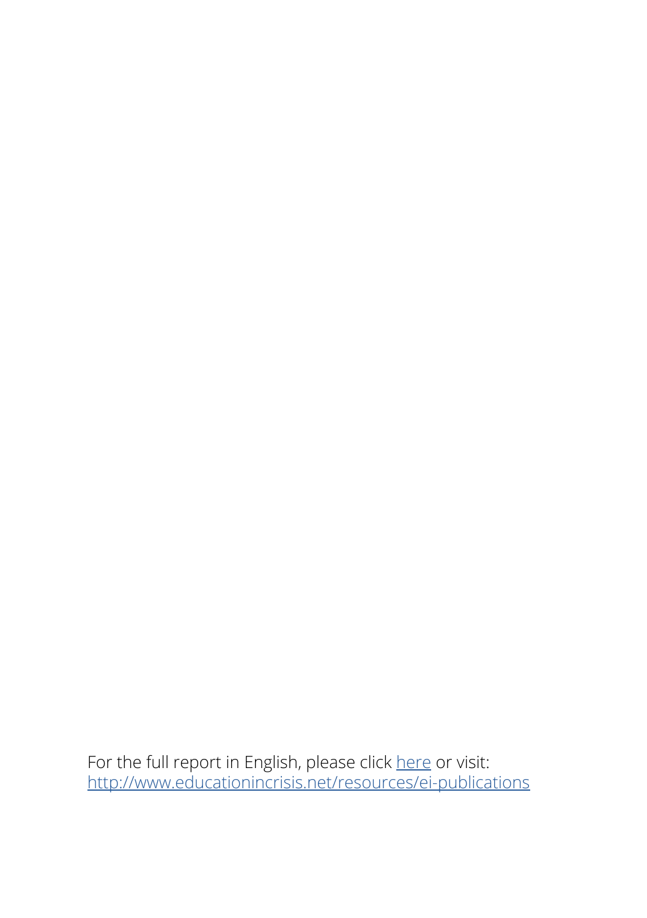For the full report in English, please click [here](http://www.educationincrisis.net/resources/ei-publications) or visit: [http://www.educationincrisis.net/resources/ei-publications](http://www.educationincrisis.net/resources/ei-publications)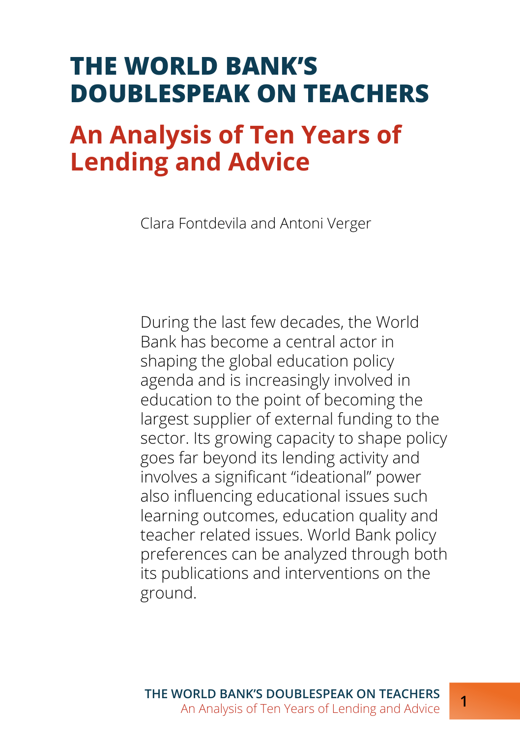# THE WORLD BANK'S DOUBLESPEAK ON TEACHERS

## An Analysis of Ten Years of Lending and Advice

Clara Fontdevila and Antoni Verger

During the last few decades, the World Bank has become a central actor in shaping the global education policy agenda and is increasingly involved in education to the point of becoming the largest supplier of external funding to the sector. Its growing capacity to shape policy goes far beyond its lending activity and involves a significant "ideational" power also influencing educational issues such learning outcomes, education quality and teacher related issues. World Bank policy preferences can be analyzed through both its publications and interventions on the ground.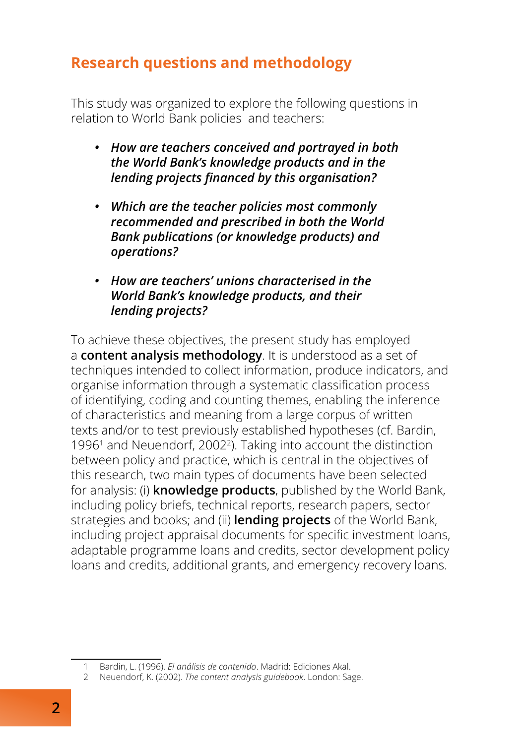## Research questions and methodology

This study was organized to explore the following questions in relation to World Bank policies and teachers:

- ***How are teachers conceived and portrayed in both the World Bank's knowledge products and in the lending projects financed by this organisation?***
- ***Which are the teacher policies most commonly recommended and prescribed in both the World Bank publications (or knowledge products) and operations?***
- ***How are teachers' unions characterised in the World Bank's knowledge products, and their lending projects?***

To achieve these objectives, the present study has employed a **content analysis methodology**. It is understood as a set of techniques intended to collect information, produce indicators, and organise information through a systematic classification process of identifying, coding and counting themes, enabling the inference of characteristics and meaning from a large corpus of written texts and/or to test previously established hypotheses (cf. Bardin, 1996[1] and Neuendorf, 2002[2]). Taking into account the distinction between policy and practice, which is central in the objectives of this research, two main types of documents have been selected for analysis: (i) **knowledge products**, published by the World Bank, including policy briefs, technical reports, research papers, sector strategies and books; and (ii) **lending projects** of the World Bank, including project appraisal documents for specific investment loans, adaptable programme loans and credits, sector development policy loans and credits, additional grants, and emergency recovery loans.

1 Bardin, L. (1996). *El análisis de contenido*. Madrid: Ediciones Akal.

2 Neuendorf, K. (2002). *The content analysis guidebook*. London: Sage.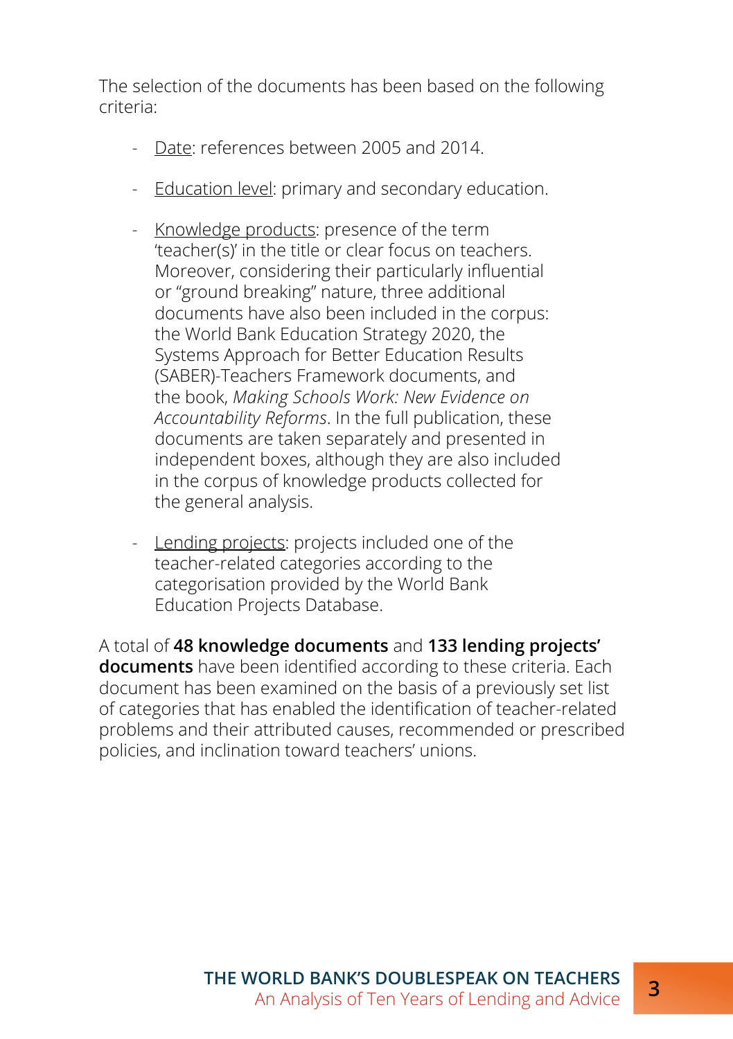The selection of the documents has been based on the following criteria:

- Date: references between 2005 and 2014.
- Education level: primary and secondary education.
- Knowledge products: presence of the term 'teacher(s)' in the title or clear focus on teachers. Moreover, considering their particularly influential or "ground breaking" nature, three additional documents have also been included in the corpus: the World Bank Education Strategy 2020, the Systems Approach for Better Education Results (SABER)-Teachers Framework documents, and the book, *Making Schools Work: New Evidence on Accountability Reforms*. In the full publication, these documents are taken separately and presented in independent boxes, although they are also included in the corpus of knowledge products collected for the general analysis.
- Lending projects: projects included one of the teacher-related categories according to the categorisation provided by the World Bank Education Projects Database.

A total of **48 knowledge documents** and **133 lending projects' documents** have been identified according to these criteria. Each document has been examined on the basis of a previously set list of categories that has enabled the identification of teacher-related problems and their attributed causes, recommended or prescribed policies, and inclination toward teachers' unions.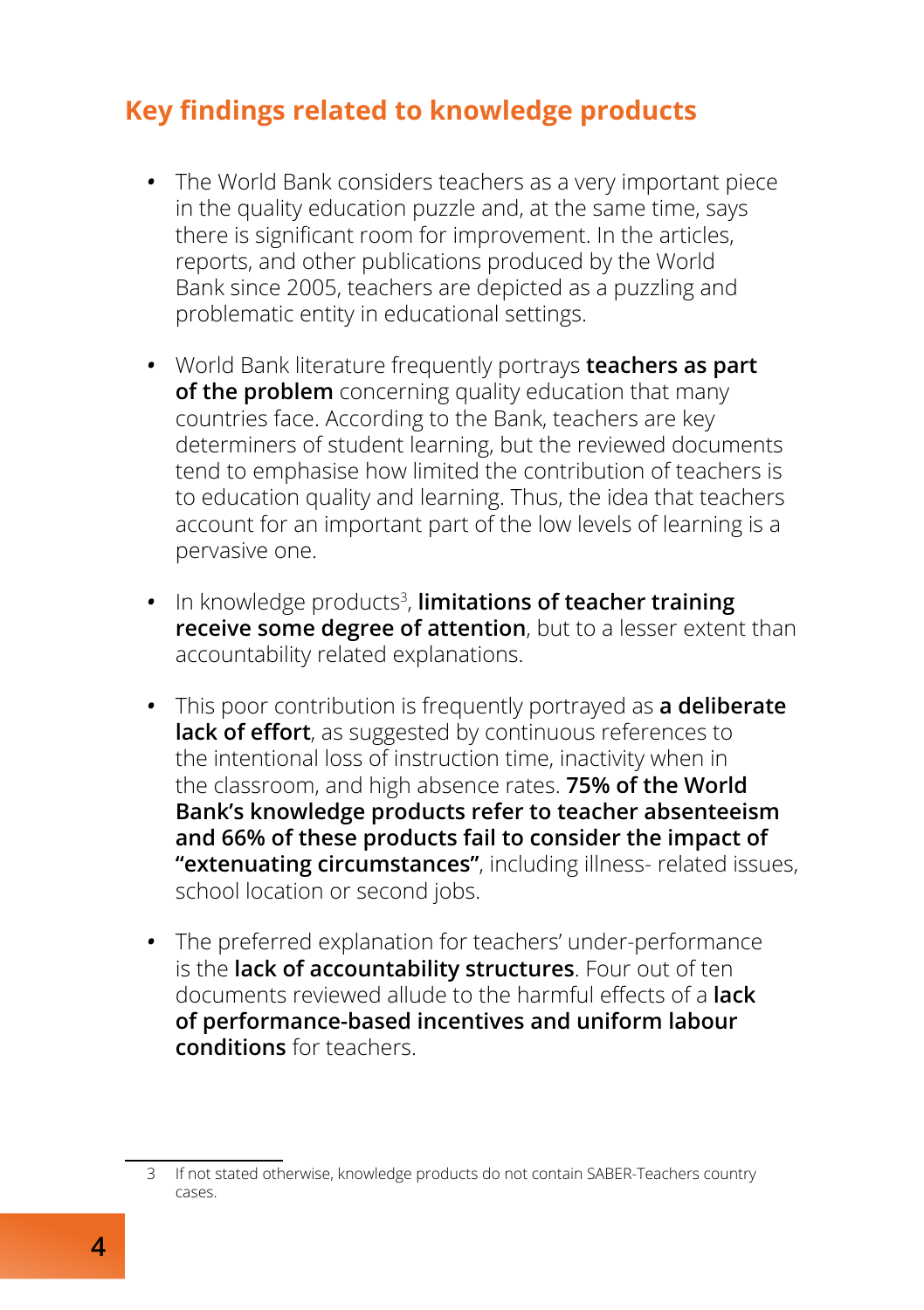## Key findings related to knowledge products

- The World Bank considers teachers as a very important piece in the quality education puzzle and, at the same time, says there is significant room for improvement. In the articles, reports, and other publications produced by the World Bank since 2005, teachers are depicted as a puzzling and problematic entity in educational settings.
- World Bank literature frequently portrays **teachers as part of the problem** concerning quality education that many countries face. According to the Bank, teachers are key determiners of student learning, but the reviewed documents tend to emphasise how limited the contribution of teachers is to education quality and learning. Thus, the idea that teachers account for an important part of the low levels of learning is a pervasive one.
- In knowledge products[3], **limitations of teacher training receive some degree of attention**, but to a lesser extent than accountability related explanations.
- This poor contribution is frequently portrayed as **a deliberate lack of effort**, as suggested by continuous references to the intentional loss of instruction time, inactivity when in the classroom, and high absence rates. **75% of the World Bank's knowledge products refer to teacher absenteeism and 66% of these products fail to consider the impact of "extenuating circumstances"**, including illness- related issues, school location or second jobs.
- The preferred explanation for teachers' under-performance is the **lack of accountability structures**. Four out of ten documents reviewed allude to the harmful effects of a **lack of performance-based incentives and uniform labour conditions** for teachers.

---

3 If not stated otherwise, knowledge products do not contain SABER-Teachers country cases.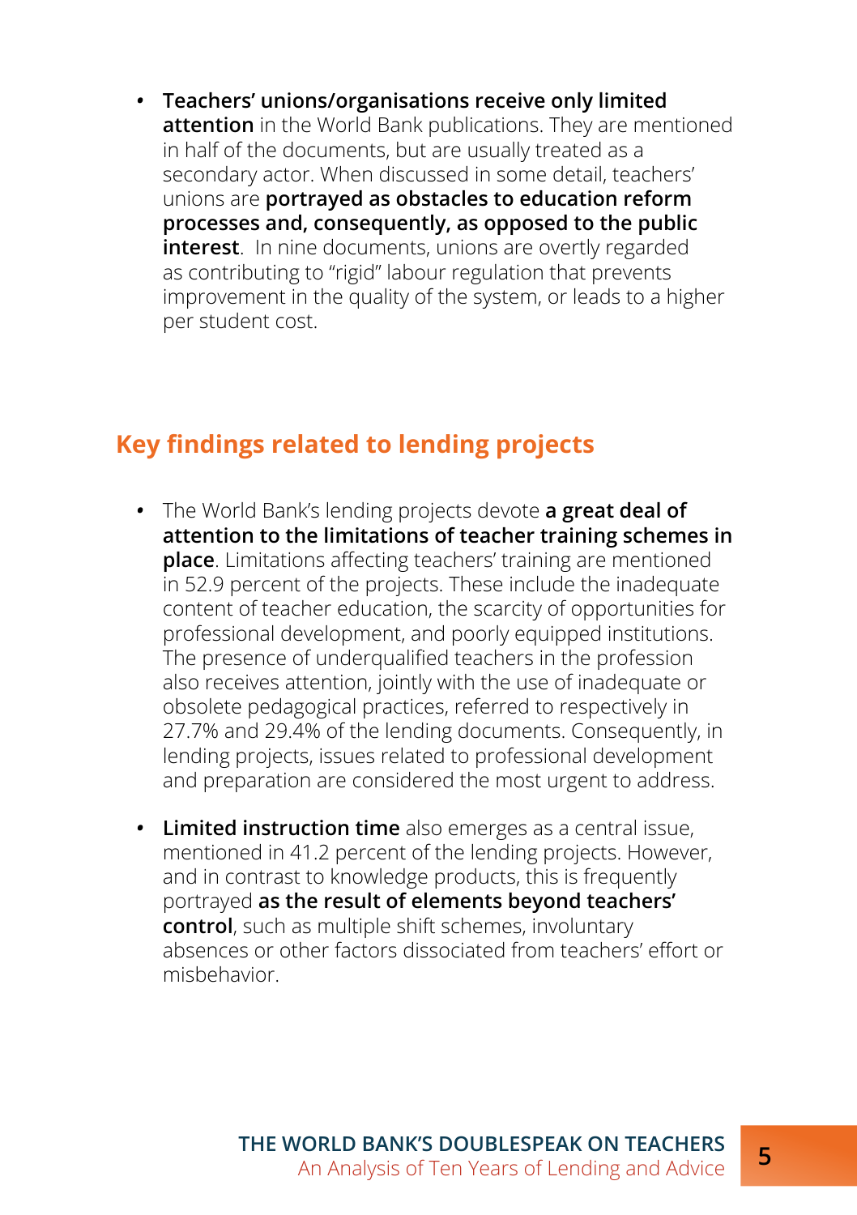- **Teachers' unions/organisations receive only limited attention** in the World Bank publications. They are mentioned in half of the documents, but are usually treated as a secondary actor. When discussed in some detail, teachers' unions are **portrayed as obstacles to education reform processes and, consequently, as opposed to the public interest**. In nine documents, unions are overtly regarded as contributing to "rigid" labour regulation that prevents improvement in the quality of the system, or leads to a higher per student cost.

## Key findings related to lending projects

- The World Bank's lending projects devote **a great deal of attention to the limitations of teacher training schemes in place**. Limitations affecting teachers' training are mentioned in 52.9 percent of the projects. These include the inadequate content of teacher education, the scarcity of opportunities for professional development, and poorly equipped institutions. The presence of underqualified teachers in the profession also receives attention, jointly with the use of inadequate or obsolete pedagogical practices, referred to respectively in 27.7% and 29.4% of the lending documents. Consequently, in lending projects, issues related to professional development and preparation are considered the most urgent to address.

- **Limited instruction time** also emerges as a central issue, mentioned in 41.2 percent of the lending projects. However, and in contrast to knowledge products, this is frequently portrayed **as the result of elements beyond teachers' control**, such as multiple shift schemes, involuntary absences or other factors dissociated from teachers' effort or misbehavior.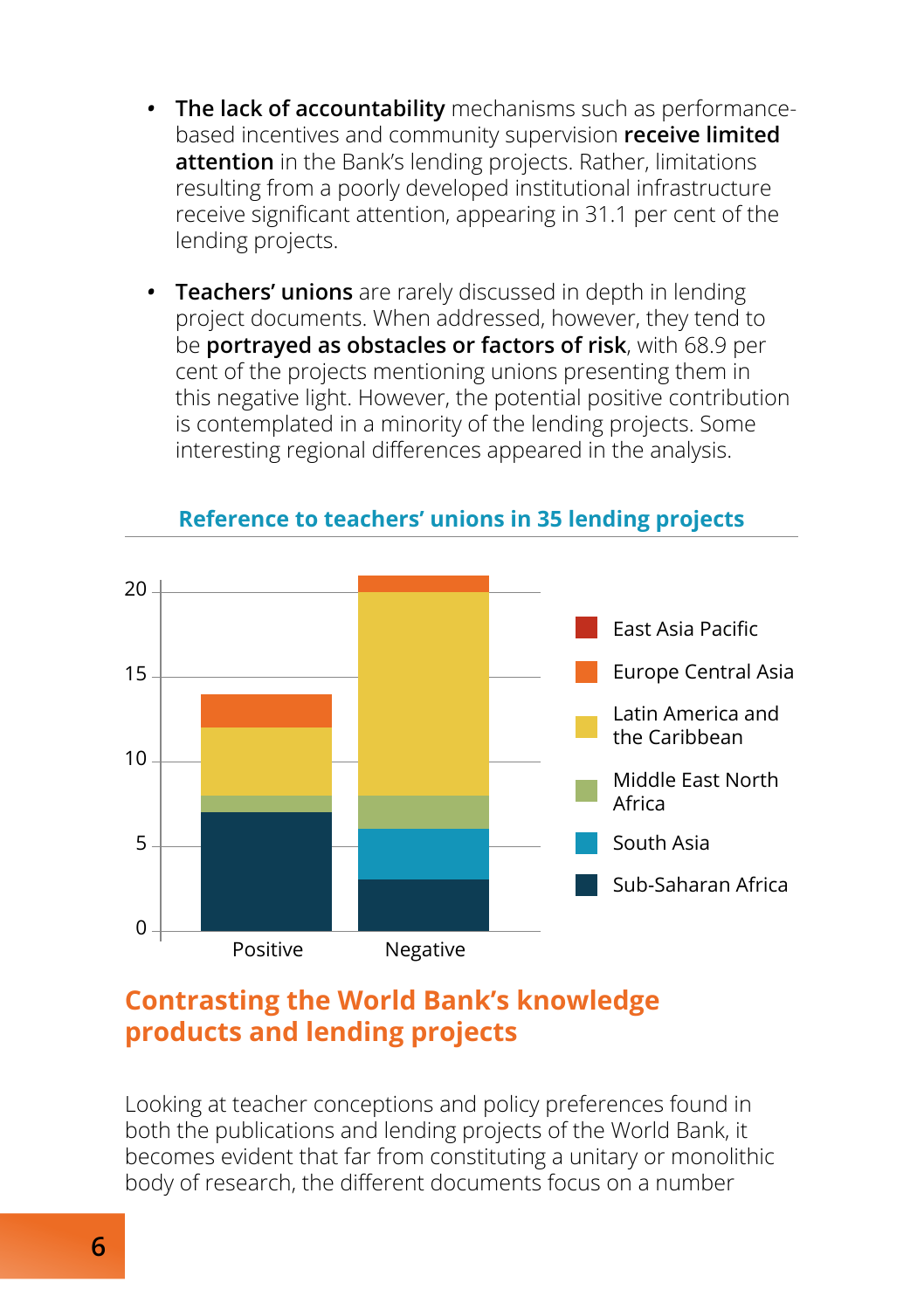- **The lack of accountability** mechanisms such as performance-based incentives and community supervision **receive limited attention** in the Bank's lending projects. Rather, limitations resulting from a poorly developed institutional infrastructure receive significant attention, appearing in 31.1 per cent of the lending projects.

- **Teachers' unions** are rarely discussed in depth in lending project documents. When addressed, however, they tend to be **portrayed as obstacles or factors of risk**, with 68.9 per cent of the projects mentioning unions presenting them in this negative light. However, the potential positive contribution is contemplated in a minority of the lending projects. Some interesting regional differences appeared in the analysis.

**Reference to teachers' unions in 35 lending projects**

| Region | Positive | Negative |
|---|---|---|
| Sub-Saharan Africa | 7 | 3 |
| South Asia | 0 | 3 |
| Middle East North Africa | 1 | 2 |
| Latin America and the Caribbean | 4 | 12 |
| Europe Central Asia | 2 | 1 |
| East Asia Pacific | 0 | 0 |

## Contrasting the World Bank's knowledge products and lending projects

Looking at teacher conceptions and policy preferences found in both the publications and lending projects of the World Bank, it becomes evident that far from constituting a unitary or monolithic body of research, the different documents focus on a number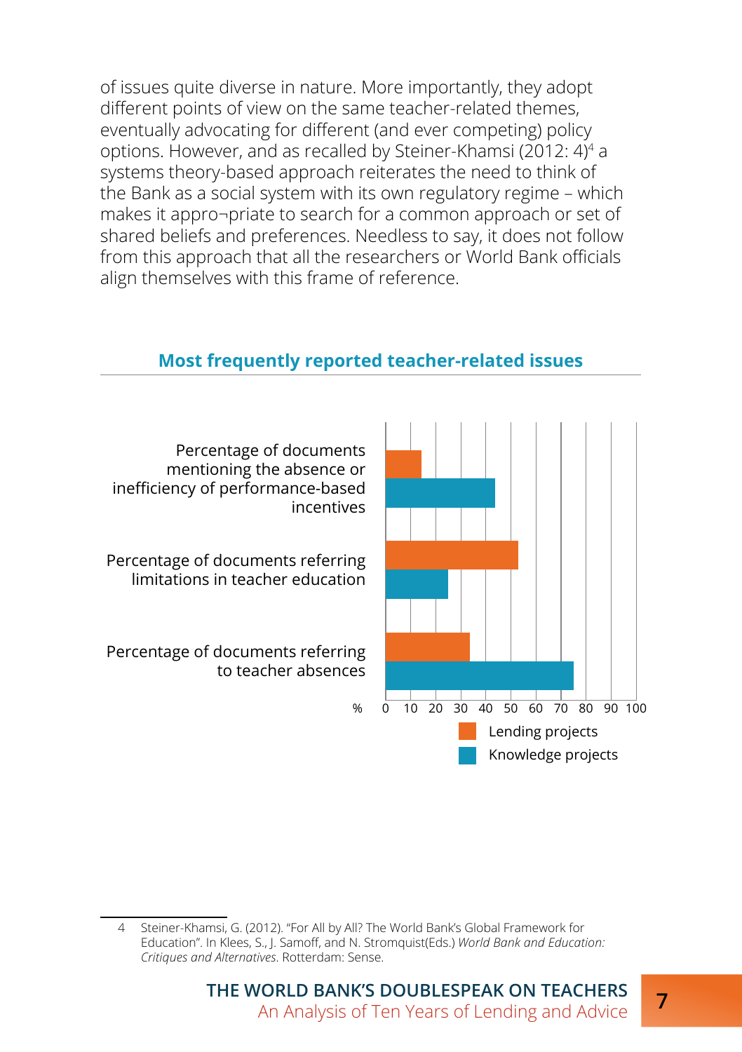of issues quite diverse in nature. More importantly, they adopt different points of view on the same teacher-related themes, eventually advocating for different (and ever competing) policy options. However, and as recalled by Steiner-Khamsi (2012: 4)[4] a systems theory-based approach reiterates the need to think of the Bank as a social system with its own regulatory regime – which makes it appro¬priate to search for a common approach or set of shared beliefs and preferences. Needless to say, it does not follow from this approach that all the researchers or World Bank officials align themselves with this frame of reference.

### Most frequently reported teacher-related issues

Percentage of documents mentioning the absence or inefficiency of performance-based incentives

Percentage of documents referring limitations in teacher education

Percentage of documents referring to teacher absences

% 0 10 20 30 40 50 60 70 80 90 100

Lending projects

Knowledge projects

---

4 Steiner-Khamsi, G. (2012). "For All by All? The World Bank's Global Framework for Education". In Klees, S., J. Samoff, and N. Stromquist(Eds.) *World Bank and Education: Critiques and Alternatives*. Rotterdam: Sense.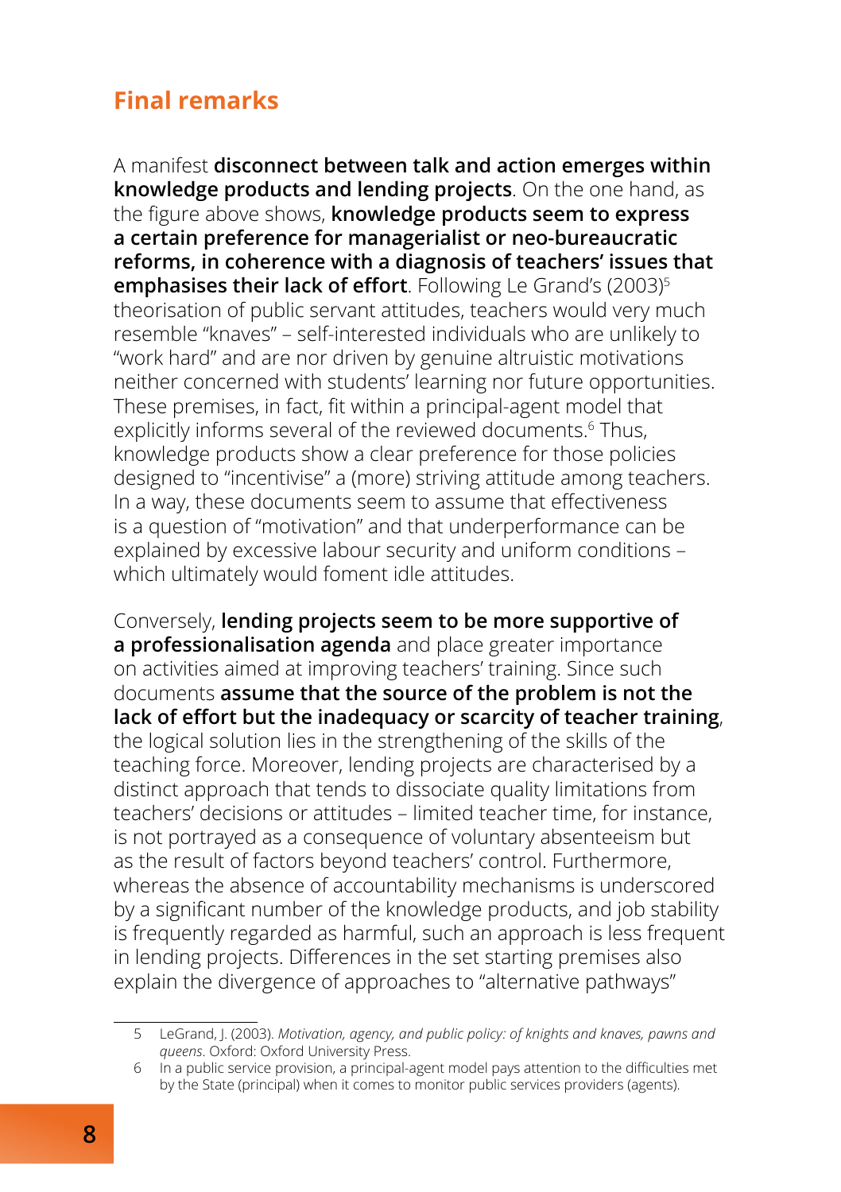## Final remarks

A manifest **disconnect between talk and action emerges within knowledge products and lending projects**. On the one hand, as the figure above shows, **knowledge products seem to express a certain preference for managerialist or neo-bureaucratic reforms, in coherence with a diagnosis of teachers' issues that emphasises their lack of effort**. Following Le Grand's (2003)[5] theorisation of public servant attitudes, teachers would very much resemble "knaves" – self-interested individuals who are unlikely to "work hard" and are nor driven by genuine altruistic motivations neither concerned with students' learning nor future opportunities. These premises, in fact, fit within a principal-agent model that explicitly informs several of the reviewed documents.[6] Thus, knowledge products show a clear preference for those policies designed to "incentivise" a (more) striving attitude among teachers. In a way, these documents seem to assume that effectiveness is a question of "motivation" and that underperformance can be explained by excessive labour security and uniform conditions – which ultimately would foment idle attitudes.

Conversely, **lending projects seem to be more supportive of a professionalisation agenda** and place greater importance on activities aimed at improving teachers' training. Since such documents **assume that the source of the problem is not the lack of effort but the inadequacy or scarcity of teacher training**, the logical solution lies in the strengthening of the skills of the teaching force. Moreover, lending projects are characterised by a distinct approach that tends to dissociate quality limitations from teachers' decisions or attitudes – limited teacher time, for instance, is not portrayed as a consequence of voluntary absenteeism but as the result of factors beyond teachers' control. Furthermore, whereas the absence of accountability mechanisms is underscored by a significant number of the knowledge products, and job stability is frequently regarded as harmful, such an approach is less frequent in lending projects. Differences in the set starting premises also explain the divergence of approaches to "alternative pathways"

---

5 LeGrand, J. (2003). *Motivation, agency, and public policy: of knights and knaves, pawns and queens*. Oxford: Oxford University Press.

6 In a public service provision, a principal-agent model pays attention to the difficulties met by the State (principal) when it comes to monitor public services providers (agents).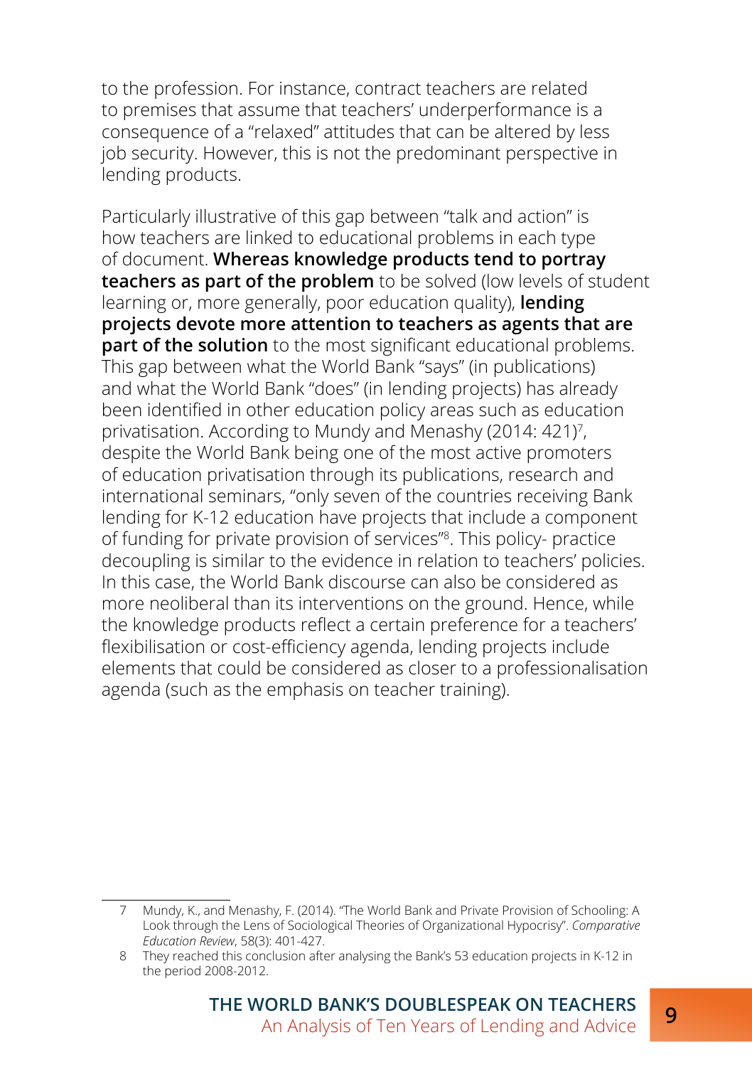to the profession. For instance, contract teachers are related to premises that assume that teachers' underperformance is a consequence of a "relaxed" attitudes that can be altered by less job security. However, this is not the predominant perspective in lending products.

Particularly illustrative of this gap between "talk and action" is how teachers are linked to educational problems in each type of document. **Whereas knowledge products tend to portray teachers as part of the problem** to be solved (low levels of student learning or, more generally, poor education quality), **lending projects devote more attention to teachers as agents that are part of the solution** to the most significant educational problems. This gap between what the World Bank "says" (in publications) and what the World Bank "does" (in lending projects) has already been identified in other education policy areas such as education privatisation. According to Mundy and Menashy (2014: 421)[7], despite the World Bank being one of the most active promoters of education privatisation through its publications, research and international seminars, "only seven of the countries receiving Bank lending for K-12 education have projects that include a component of funding for private provision of services"[8]. This policy- practice decoupling is similar to the evidence in relation to teachers' policies. In this case, the World Bank discourse can also be considered as more neoliberal than its interventions on the ground. Hence, while the knowledge products reflect a certain preference for a teachers' flexibilisation or cost-efficiency agenda, lending projects include elements that could be considered as closer to a professionalisation agenda (such as the emphasis on teacher training).

---

7 Mundy, K., and Menashy, F. (2014). "The World Bank and Private Provision of Schooling: A Look through the Lens of Sociological Theories of Organizational Hypocrisy". *Comparative Education Review*, 58(3): 401-427.

8 They reached this conclusion after analysing the Bank's 53 education projects in K-12 in the period 2008-2012.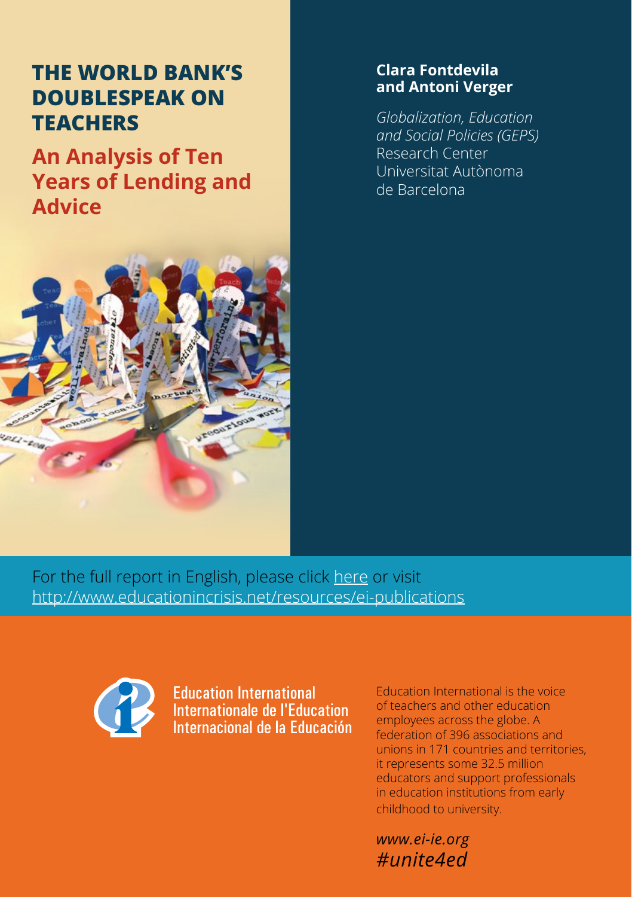# THE WORLD BANK'S DOUBLESPEAK ON TEACHERS

## An Analysis of Ten Years of Lending and Advice

**Clara Fontdevila and Antoni Verger**

*Globalization, Education and Social Policies (GEPS)* Research Center Universitat Autònoma de Barcelona

For the full report in English, please click here or visit http://www.educationincrisis.net/resources/ei-publications

Education International
Internationale de l'Education
Internacional de la Educación

Education International is the voice of teachers and other education employees across the globe. A federation of 396 associations and unions in 171 countries and territories, it represents some 32.5 million educators and support professionals in education institutions from early childhood to university.

*www.ei-ie.org*
*#unite4ed*